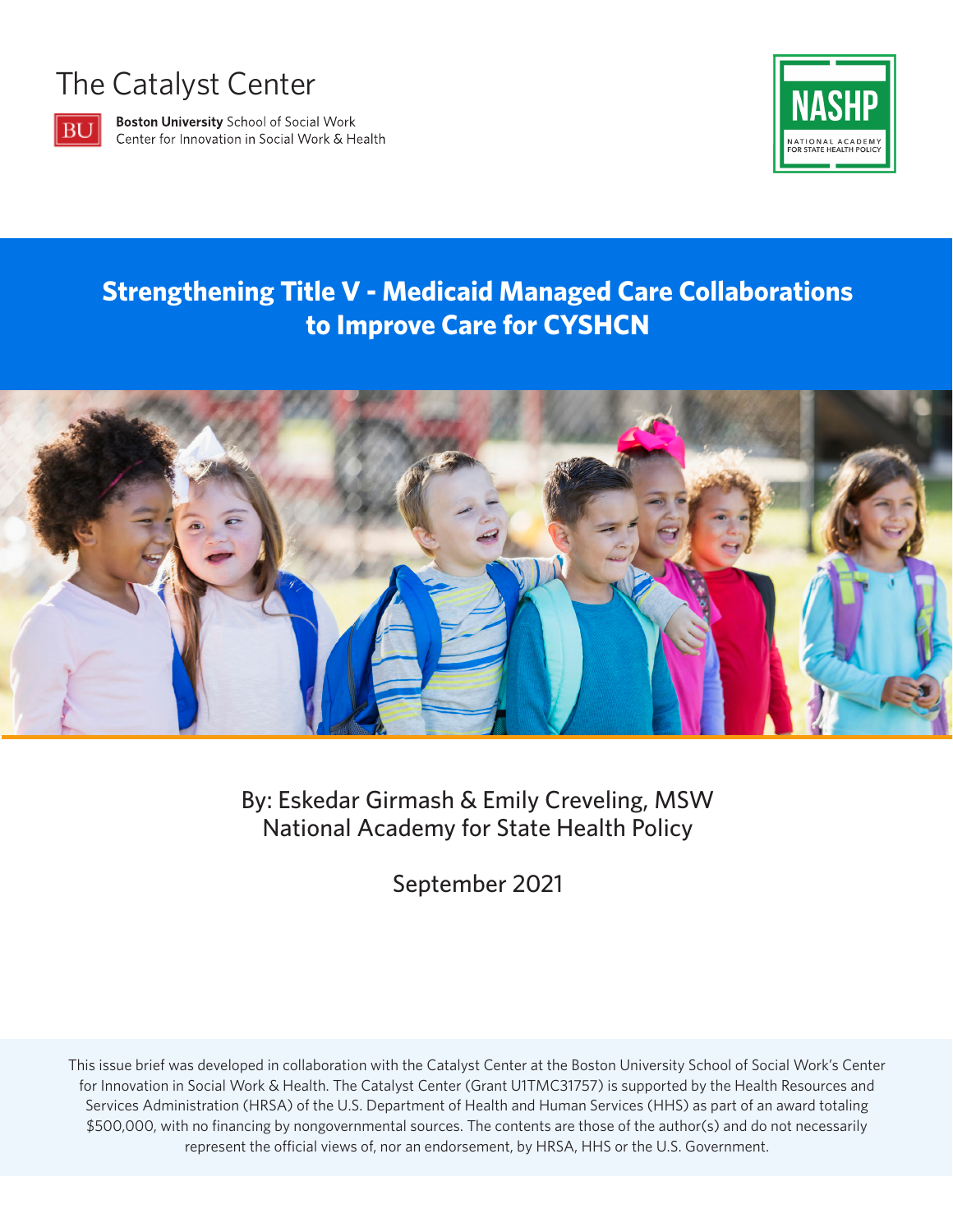The Catalyst Center

**Boston University** School of Social Work
Center for Innovation in Social Work & Health

NASHP
NATIONAL ACADEMY FOR STATE HEALTH POLICY

# Strengthening Title V - Medicaid Managed Care Collaborations to Improve Care for CYSHCN

By: Eskedar Girmash & Emily Creveling, MSW
National Academy for State Health Policy

September 2021

This issue brief was developed in collaboration with the Catalyst Center at the Boston University School of Social Work's Center for Innovation in Social Work & Health. The Catalyst Center (Grant U1TMC31757) is supported by the Health Resources and Services Administration (HRSA) of the U.S. Department of Health and Human Services (HHS) as part of an award totaling $500,000, with no financing by nongovernmental sources. The contents are those of the author(s) and do not necessarily represent the official views of, nor an endorsement, by HRSA, HHS or the U.S. Government.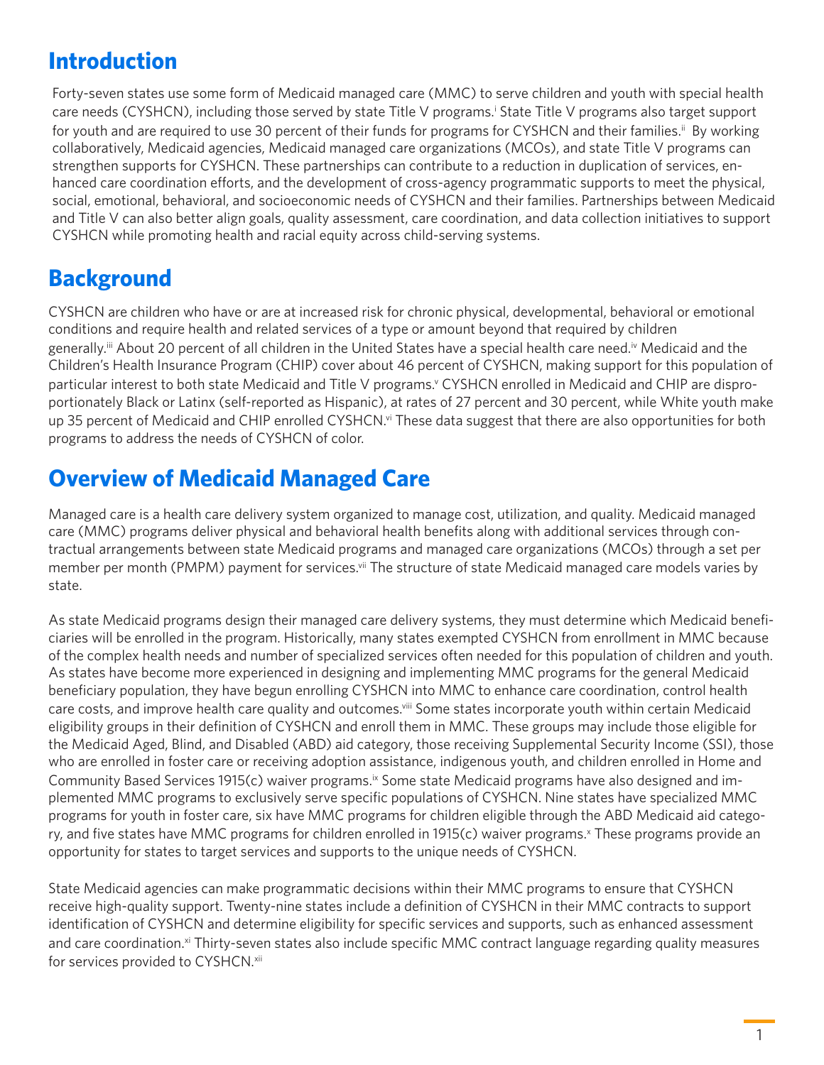## Introduction

Forty-seven states use some form of Medicaid managed care (MMC) to serve children and youth with special health care needs (CYSHCN), including those served by state Title V programs.[i] State Title V programs also target support for youth and are required to use 30 percent of their funds for programs for CYSHCN and their families.[ii] By working collaboratively, Medicaid agencies, Medicaid managed care organizations (MCOs), and state Title V programs can strengthen supports for CYSHCN. These partnerships can contribute to a reduction in duplication of services, enhanced care coordination efforts, and the development of cross-agency programmatic supports to meet the physical, social, emotional, behavioral, and socioeconomic needs of CYSHCN and their families. Partnerships between Medicaid and Title V can also better align goals, quality assessment, care coordination, and data collection initiatives to support CYSHCN while promoting health and racial equity across child-serving systems.

## Background

CYSHCN are children who have or are at increased risk for chronic physical, developmental, behavioral or emotional conditions and require health and related services of a type or amount beyond that required by children generally.[iii] About 20 percent of all children in the United States have a special health care need.[iv] Medicaid and the Children's Health Insurance Program (CHIP) cover about 46 percent of CYSHCN, making support for this population of particular interest to both state Medicaid and Title V programs.[v] CYSHCN enrolled in Medicaid and CHIP are disproportionately Black or Latinx (self-reported as Hispanic), at rates of 27 percent and 30 percent, while White youth make up 35 percent of Medicaid and CHIP enrolled CYSHCN.[vi] These data suggest that there are also opportunities for both programs to address the needs of CYSHCN of color.

## Overview of Medicaid Managed Care

Managed care is a health care delivery system organized to manage cost, utilization, and quality. Medicaid managed care (MMC) programs deliver physical and behavioral health benefits along with additional services through contractual arrangements between state Medicaid programs and managed care organizations (MCOs) through a set per member per month (PMPM) payment for services.[vii] The structure of state Medicaid managed care models varies by state.

As state Medicaid programs design their managed care delivery systems, they must determine which Medicaid beneficiaries will be enrolled in the program. Historically, many states exempted CYSHCN from enrollment in MMC because of the complex health needs and number of specialized services often needed for this population of children and youth. As states have become more experienced in designing and implementing MMC programs for the general Medicaid beneficiary population, they have begun enrolling CYSHCN into MMC to enhance care coordination, control health care costs, and improve health care quality and outcomes.[viii] Some states incorporate youth within certain Medicaid eligibility groups in their definition of CYSHCN and enroll them in MMC. These groups may include those eligible for the Medicaid Aged, Blind, and Disabled (ABD) aid category, those receiving Supplemental Security Income (SSI), those who are enrolled in foster care or receiving adoption assistance, indigenous youth, and children enrolled in Home and Community Based Services 1915(c) waiver programs.[ix] Some state Medicaid programs have also designed and implemented MMC programs to exclusively serve specific populations of CYSHCN. Nine states have specialized MMC programs for youth in foster care, six have MMC programs for children eligible through the ABD Medicaid aid category, and five states have MMC programs for children enrolled in 1915(c) waiver programs.[x] These programs provide an opportunity for states to target services and supports to the unique needs of CYSHCN.

State Medicaid agencies can make programmatic decisions within their MMC programs to ensure that CYSHCN receive high-quality support. Twenty-nine states include a definition of CYSHCN in their MMC contracts to support identification of CYSHCN and determine eligibility for specific services and supports, such as enhanced assessment and care coordination.[xi] Thirty-seven states also include specific MMC contract language regarding quality measures for services provided to CYSHCN.[xii]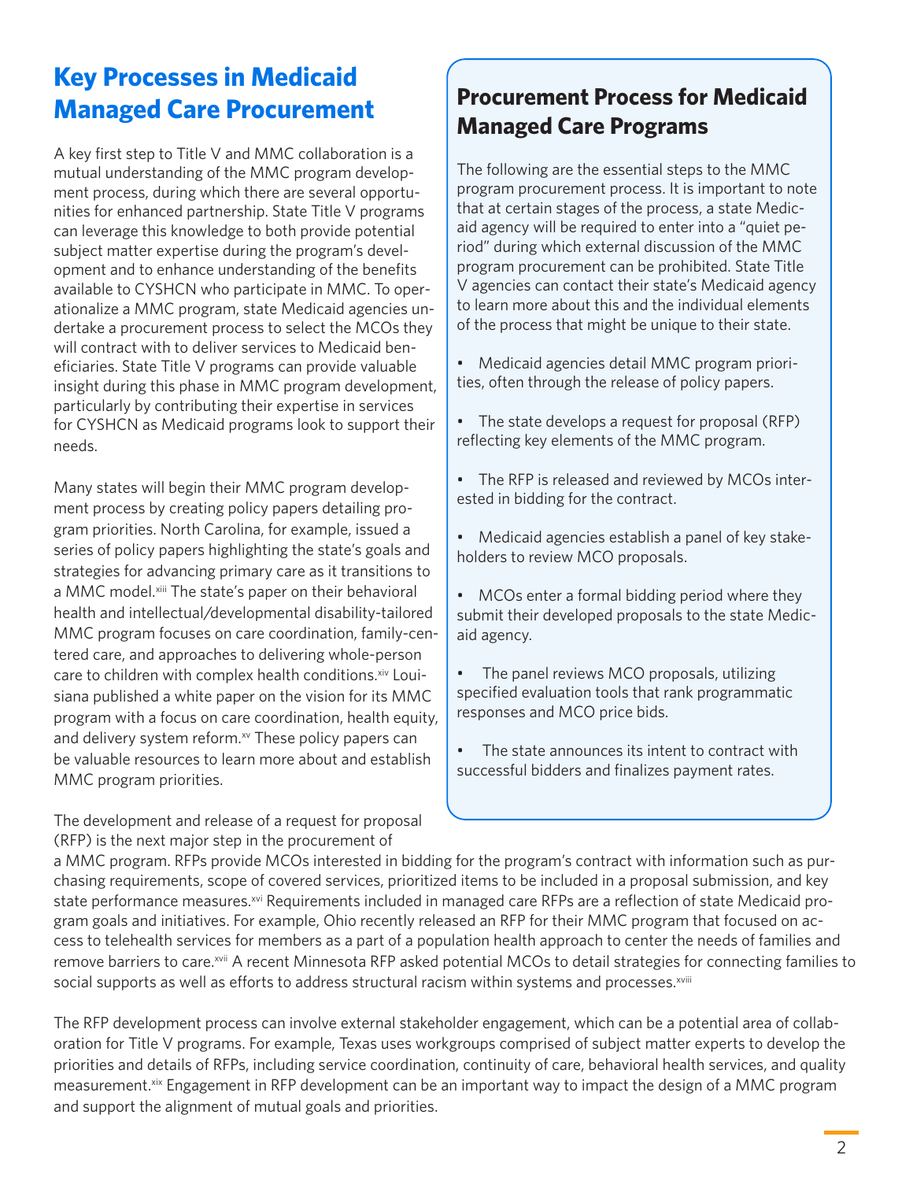## Key Processes in Medicaid Managed Care Procurement

A key first step to Title V and MMC collaboration is a mutual understanding of the MMC program development process, during which there are several opportunities for enhanced partnership. State Title V programs can leverage this knowledge to both provide potential subject matter expertise during the program's development and to enhance understanding of the benefits available to CYSHCN who participate in MMC. To operationalize a MMC program, state Medicaid agencies undertake a procurement process to select the MCOs they will contract with to deliver services to Medicaid beneficiaries. State Title V programs can provide valuable insight during this phase in MMC program development, particularly by contributing their expertise in services for CYSHCN as Medicaid programs look to support their needs.

Many states will begin their MMC program development process by creating policy papers detailing program priorities. North Carolina, for example, issued a series of policy papers highlighting the state's goals and strategies for advancing primary care as it transitions to a MMC model.[xiii] The state's paper on their behavioral health and intellectual/developmental disability-tailored MMC program focuses on care coordination, family-centered care, and approaches to delivering whole-person care to children with complex health conditions.[xiv] Louisiana published a white paper on the vision for its MMC program with a focus on care coordination, health equity, and delivery system reform.[xv] These policy papers can be valuable resources to learn more about and establish MMC program priorities.

### Procurement Process for Medicaid Managed Care Programs

The following are the essential steps to the MMC program procurement process. It is important to note that at certain stages of the process, a state Medicaid agency will be required to enter into a "quiet period" during which external discussion of the MMC program procurement can be prohibited. State Title V agencies can contact their state's Medicaid agency to learn more about this and the individual elements of the process that might be unique to their state.

- Medicaid agencies detail MMC program priorities, often through the release of policy papers.
- The state develops a request for proposal (RFP) reflecting key elements of the MMC program.
- The RFP is released and reviewed by MCOs interested in bidding for the contract.
- Medicaid agencies establish a panel of key stakeholders to review MCO proposals.
- MCOs enter a formal bidding period where they submit their developed proposals to the state Medicaid agency.
- The panel reviews MCO proposals, utilizing specified evaluation tools that rank programmatic responses and MCO price bids.
- The state announces its intent to contract with successful bidders and finalizes payment rates.

The development and release of a request for proposal (RFP) is the next major step in the procurement of a MMC program. RFPs provide MCOs interested in bidding for the program's contract with information such as purchasing requirements, scope of covered services, prioritized items to be included in a proposal submission, and key state performance measures.[xvi] Requirements included in managed care RFPs are a reflection of state Medicaid program goals and initiatives. For example, Ohio recently released an RFP for their MMC program that focused on access to telehealth services for members as a part of a population health approach to center the needs of families and remove barriers to care.[xvii] A recent Minnesota RFP asked potential MCOs to detail strategies for connecting families to social supports as well as efforts to address structural racism within systems and processes.[xviii]

The RFP development process can involve external stakeholder engagement, which can be a potential area of collaboration for Title V programs. For example, Texas uses workgroups comprised of subject matter experts to develop the priorities and details of RFPs, including service coordination, continuity of care, behavioral health services, and quality measurement.[xix] Engagement in RFP development can be an important way to impact the design of a MMC program and support the alignment of mutual goals and priorities.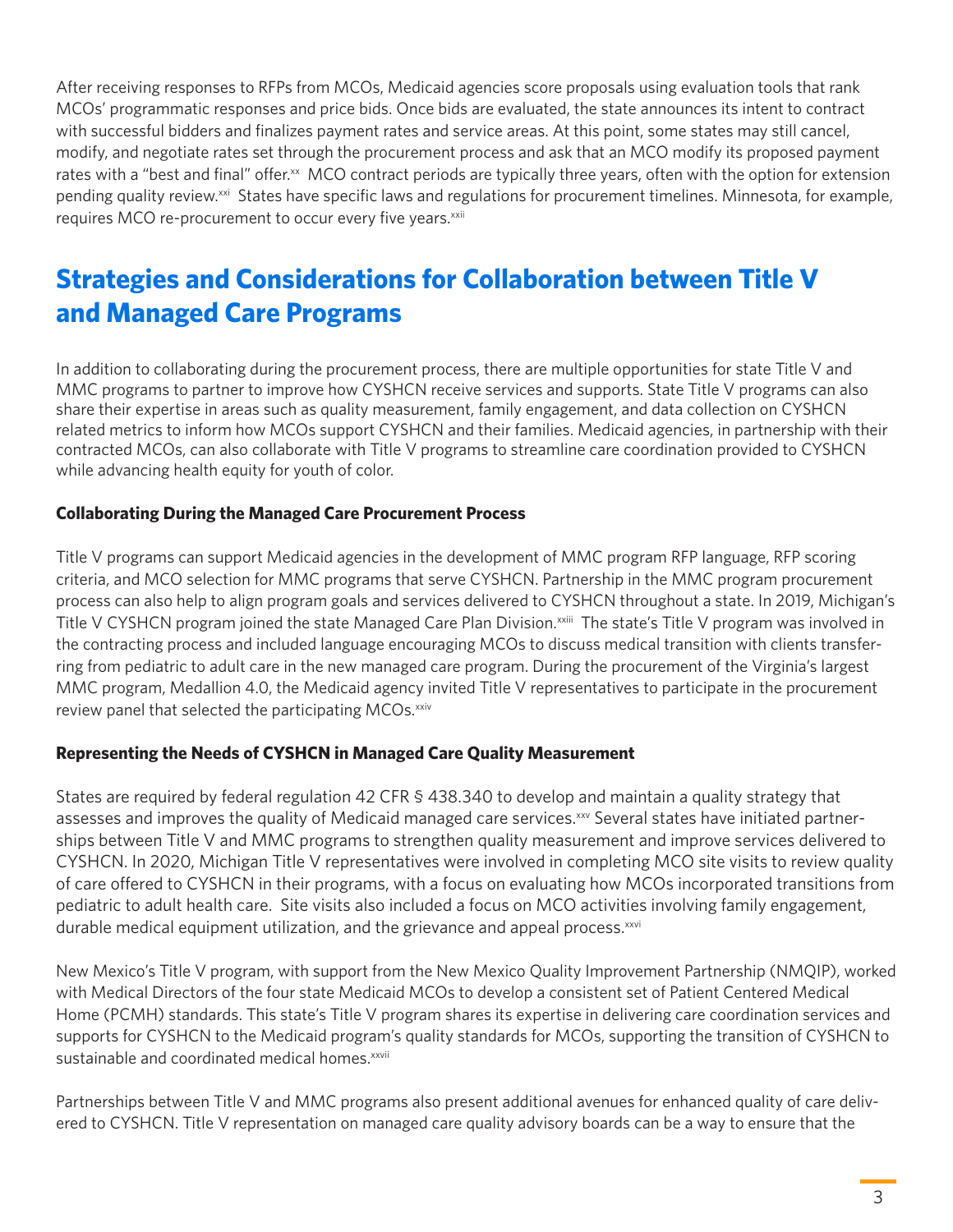After receiving responses to RFPs from MCOs, Medicaid agencies score proposals using evaluation tools that rank MCOs' programmatic responses and price bids. Once bids are evaluated, the state announces its intent to contract with successful bidders and finalizes payment rates and service areas. At this point, some states may still cancel, modify, and negotiate rates set through the procurement process and ask that an MCO modify its proposed payment rates with a "best and final" offer.[xx] MCO contract periods are typically three years, often with the option for extension pending quality review.[xxi] States have specific laws and regulations for procurement timelines. Minnesota, for example, requires MCO re-procurement to occur every five years.[xxii]

## Strategies and Considerations for Collaboration between Title V and Managed Care Programs

In addition to collaborating during the procurement process, there are multiple opportunities for state Title V and MMC programs to partner to improve how CYSHCN receive services and supports. State Title V programs can also share their expertise in areas such as quality measurement, family engagement, and data collection on CYSHCN related metrics to inform how MCOs support CYSHCN and their families. Medicaid agencies, in partnership with their contracted MCOs, can also collaborate with Title V programs to streamline care coordination provided to CYSHCN while advancing health equity for youth of color.

### Collaborating During the Managed Care Procurement Process

Title V programs can support Medicaid agencies in the development of MMC program RFP language, RFP scoring criteria, and MCO selection for MMC programs that serve CYSHCN. Partnership in the MMC program procurement process can also help to align program goals and services delivered to CYSHCN throughout a state. In 2019, Michigan's Title V CYSHCN program joined the state Managed Care Plan Division.[xxiii] The state's Title V program was involved in the contracting process and included language encouraging MCOs to discuss medical transition with clients transferring from pediatric to adult care in the new managed care program. During the procurement of the Virginia's largest MMC program, Medallion 4.0, the Medicaid agency invited Title V representatives to participate in the procurement review panel that selected the participating MCOs.[xxiv]

### Representing the Needs of CYSHCN in Managed Care Quality Measurement

States are required by federal regulation 42 CFR § 438.340 to develop and maintain a quality strategy that assesses and improves the quality of Medicaid managed care services.[xxv] Several states have initiated partnerships between Title V and MMC programs to strengthen quality measurement and improve services delivered to CYSHCN. In 2020, Michigan Title V representatives were involved in completing MCO site visits to review quality of care offered to CYSHCN in their programs, with a focus on evaluating how MCOs incorporated transitions from pediatric to adult health care. Site visits also included a focus on MCO activities involving family engagement, durable medical equipment utilization, and the grievance and appeal process.[xxvi]

New Mexico's Title V program, with support from the New Mexico Quality Improvement Partnership (NMQIP), worked with Medical Directors of the four state Medicaid MCOs to develop a consistent set of Patient Centered Medical Home (PCMH) standards. This state's Title V program shares its expertise in delivering care coordination services and supports for CYSHCN to the Medicaid program's quality standards for MCOs, supporting the transition of CYSHCN to sustainable and coordinated medical homes.[xxvii]

Partnerships between Title V and MMC programs also present additional avenues for enhanced quality of care delivered to CYSHCN. Title V representation on managed care quality advisory boards can be a way to ensure that the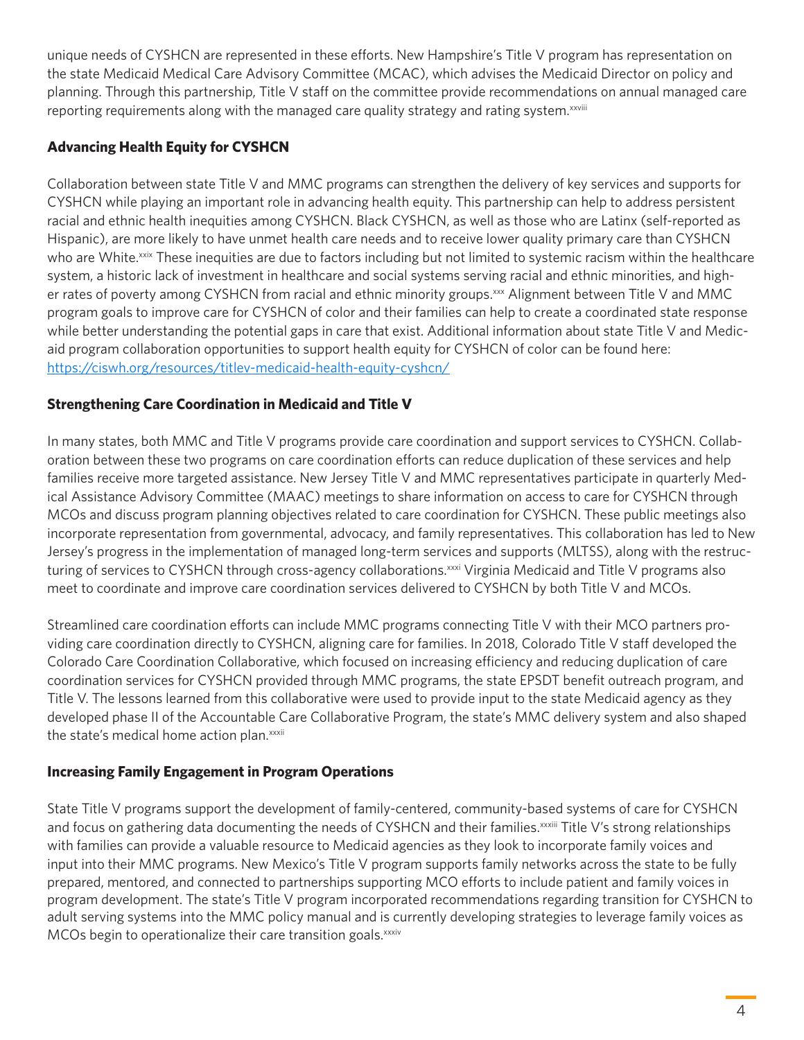unique needs of CYSHCN are represented in these efforts. New Hampshire's Title V program has representation on the state Medicaid Medical Care Advisory Committee (MCAC), which advises the Medicaid Director on policy and planning. Through this partnership, Title V staff on the committee provide recommendations on annual managed care reporting requirements along with the managed care quality strategy and rating system.[xxviii]

### Advancing Health Equity for CYSHCN

Collaboration between state Title V and MMC programs can strengthen the delivery of key services and supports for CYSHCN while playing an important role in advancing health equity. This partnership can help to address persistent racial and ethnic health inequities among CYSHCN. Black CYSHCN, as well as those who are Latinx (self-reported as Hispanic), are more likely to have unmet health care needs and to receive lower quality primary care than CYSHCN who are White.[xxix] These inequities are due to factors including but not limited to systemic racism within the healthcare system, a historic lack of investment in healthcare and social systems serving racial and ethnic minorities, and higher rates of poverty among CYSHCN from racial and ethnic minority groups.[xxx] Alignment between Title V and MMC program goals to improve care for CYSHCN of color and their families can help to create a coordinated state response while better understanding the potential gaps in care that exist. Additional information about state Title V and Medicaid program collaboration opportunities to support health equity for CYSHCN of color can be found here: https://ciswh.org/resources/titlev-medicaid-health-equity-cyshcn/

### Strengthening Care Coordination in Medicaid and Title V

In many states, both MMC and Title V programs provide care coordination and support services to CYSHCN. Collaboration between these two programs on care coordination efforts can reduce duplication of these services and help families receive more targeted assistance. New Jersey Title V and MMC representatives participate in quarterly Medical Assistance Advisory Committee (MAAC) meetings to share information on access to care for CYSHCN through MCOs and discuss program planning objectives related to care coordination for CYSHCN. These public meetings also incorporate representation from governmental, advocacy, and family representatives. This collaboration has led to New Jersey's progress in the implementation of managed long-term services and supports (MLTSS), along with the restructuring of services to CYSHCN through cross-agency collaborations.[xxxi] Virginia Medicaid and Title V programs also meet to coordinate and improve care coordination services delivered to CYSHCN by both Title V and MCOs.

Streamlined care coordination efforts can include MMC programs connecting Title V with their MCO partners providing care coordination directly to CYSHCN, aligning care for families. In 2018, Colorado Title V staff developed the Colorado Care Coordination Collaborative, which focused on increasing efficiency and reducing duplication of care coordination services for CYSHCN provided through MMC programs, the state EPSDT benefit outreach program, and Title V. The lessons learned from this collaborative were used to provide input to the state Medicaid agency as they developed phase II of the Accountable Care Collaborative Program, the state's MMC delivery system and also shaped the state's medical home action plan.[xxxii]

### Increasing Family Engagement in Program Operations

State Title V programs support the development of family-centered, community-based systems of care for CYSHCN and focus on gathering data documenting the needs of CYSHCN and their families.[xxxiii] Title V's strong relationships with families can provide a valuable resource to Medicaid agencies as they look to incorporate family voices and input into their MMC programs. New Mexico's Title V program supports family networks across the state to be fully prepared, mentored, and connected to partnerships supporting MCO efforts to include patient and family voices in program development. The state's Title V program incorporated recommendations regarding transition for CYSHCN to adult serving systems into the MMC policy manual and is currently developing strategies to leverage family voices as MCOs begin to operationalize their care transition goals.[xxxiv]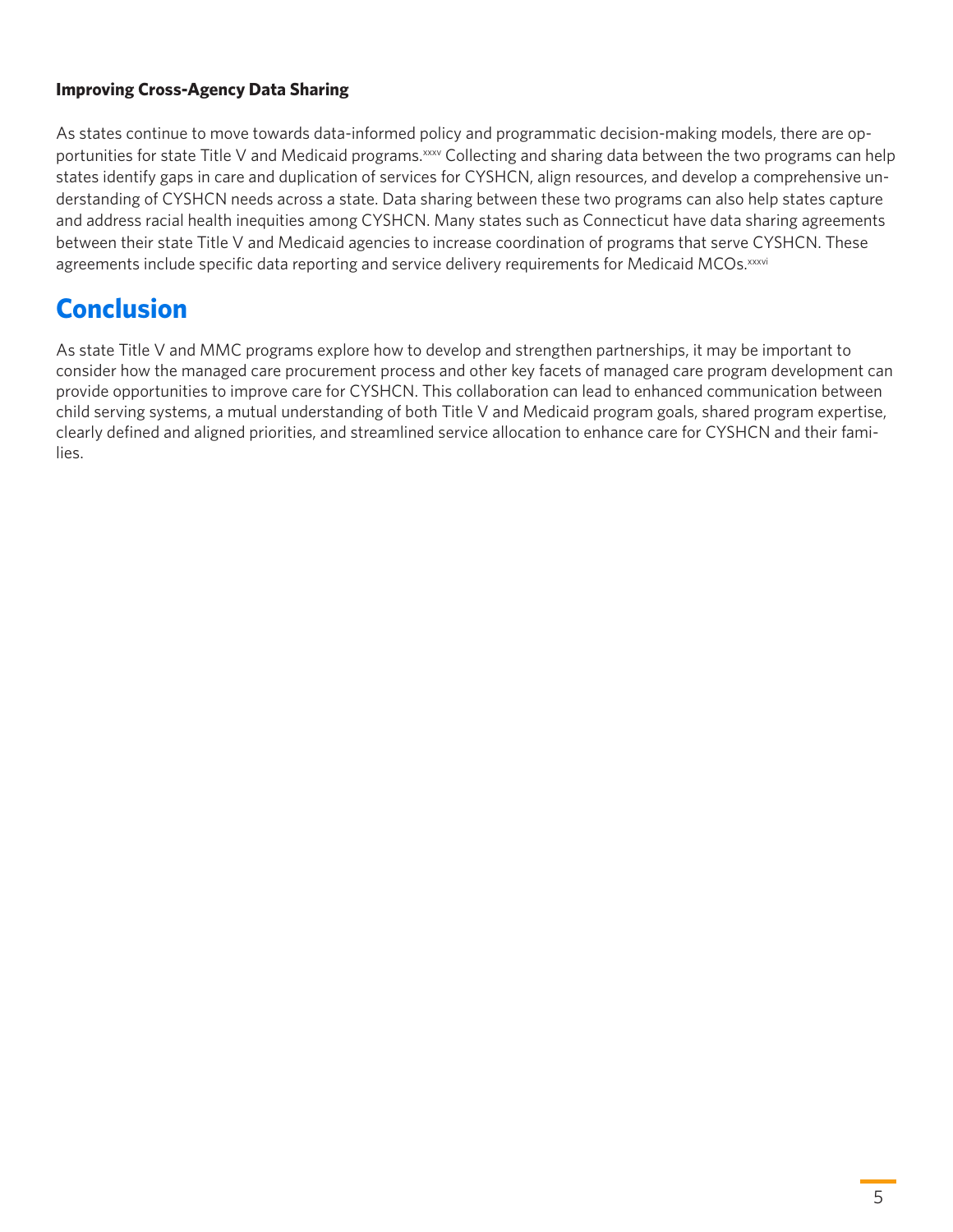### Improving Cross-Agency Data Sharing

As states continue to move towards data-informed policy and programmatic decision-making models, there are opportunities for state Title V and Medicaid programs.[xxxv] Collecting and sharing data between the two programs can help states identify gaps in care and duplication of services for CYSHCN, align resources, and develop a comprehensive understanding of CYSHCN needs across a state. Data sharing between these two programs can also help states capture and address racial health inequities among CYSHCN. Many states such as Connecticut have data sharing agreements between their state Title V and Medicaid agencies to increase coordination of programs that serve CYSHCN. These agreements include specific data reporting and service delivery requirements for Medicaid MCOs.[xxxvi]

## Conclusion

As state Title V and MMC programs explore how to develop and strengthen partnerships, it may be important to consider how the managed care procurement process and other key facets of managed care program development can provide opportunities to improve care for CYSHCN. This collaboration can lead to enhanced communication between child serving systems, a mutual understanding of both Title V and Medicaid program goals, shared program expertise, clearly defined and aligned priorities, and streamlined service allocation to enhance care for CYSHCN and their families.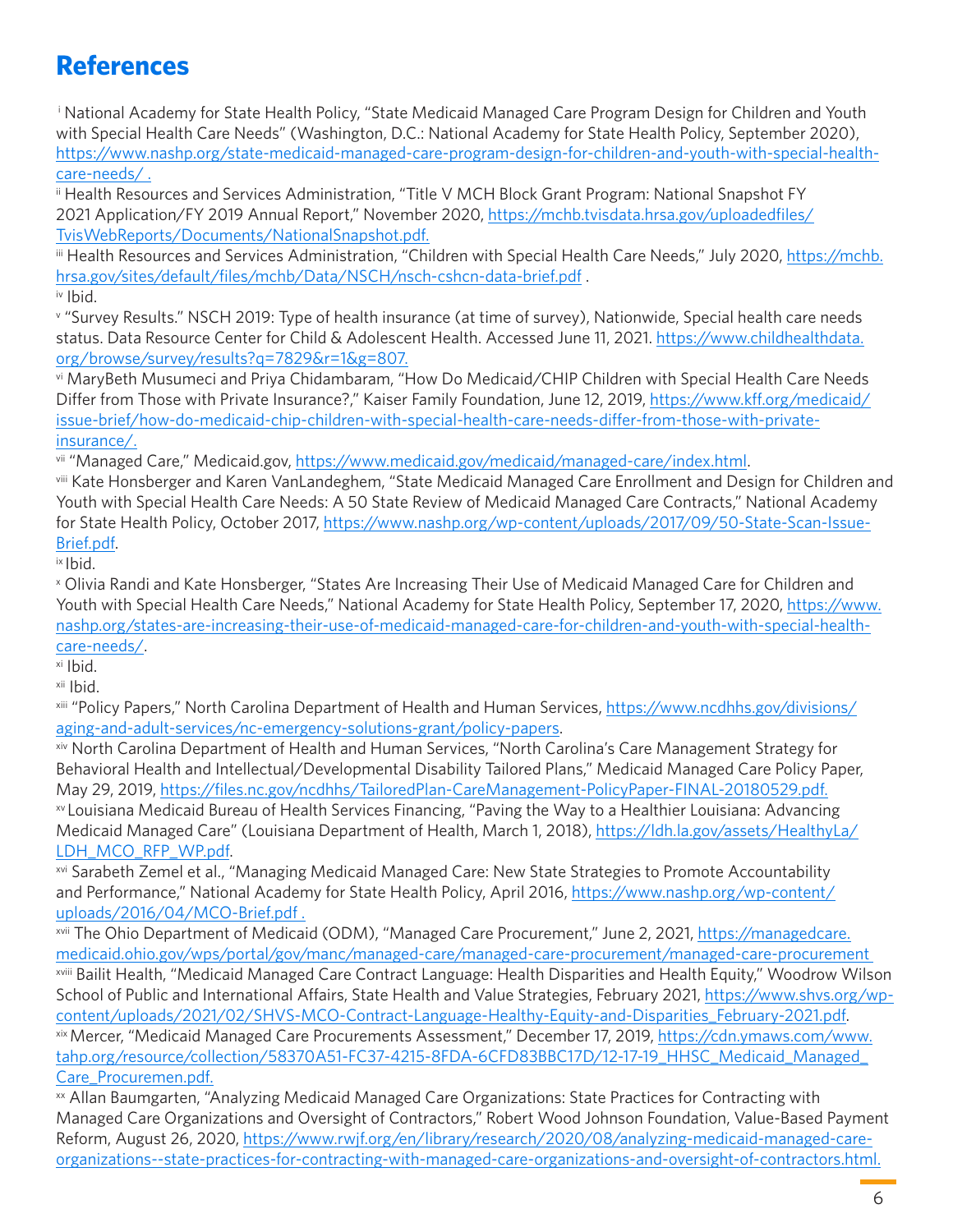# References

[i] National Academy for State Health Policy, "State Medicaid Managed Care Program Design for Children and Youth with Special Health Care Needs" (Washington, D.C.: National Academy for State Health Policy, September 2020), https://www.nashp.org/state-medicaid-managed-care-program-design-for-children-and-youth-with-special-health-care-needs/ .

[ii] Health Resources and Services Administration, "Title V MCH Block Grant Program: National Snapshot FY 2021 Application/FY 2019 Annual Report," November 2020, https://mchb.tvisdata.hrsa.gov/uploadedfiles/TvisWebReports/Documents/NationalSnapshot.pdf.

[iii] Health Resources and Services Administration, "Children with Special Health Care Needs," July 2020, https://mchb.hrsa.gov/sites/default/files/mchb/Data/NSCH/nsch-cshcn-data-brief.pdf .

[iv] Ibid.

[v] "Survey Results." NSCH 2019: Type of health insurance (at time of survey), Nationwide, Special health care needs status. Data Resource Center for Child & Adolescent Health. Accessed June 11, 2021. https://www.childhealthdata.org/browse/survey/results?q=7829&r=1&g=807.

[vi] MaryBeth Musumeci and Priya Chidambaram, "How Do Medicaid/CHIP Children with Special Health Care Needs Differ from Those with Private Insurance?," Kaiser Family Foundation, June 12, 2019, https://www.kff.org/medicaid/issue-brief/how-do-medicaid-chip-children-with-special-health-care-needs-differ-from-those-with-private-insurance/.

[vii] "Managed Care," Medicaid.gov, https://www.medicaid.gov/medicaid/managed-care/index.html.

[viii] Kate Honsberger and Karen VanLandeghem, "State Medicaid Managed Care Enrollment and Design for Children and Youth with Special Health Care Needs: A 50 State Review of Medicaid Managed Care Contracts," National Academy for State Health Policy, October 2017, https://www.nashp.org/wp-content/uploads/2017/09/50-State-Scan-Issue-Brief.pdf.

[ix] Ibid.

[x] Olivia Randi and Kate Honsberger, "States Are Increasing Their Use of Medicaid Managed Care for Children and Youth with Special Health Care Needs," National Academy for State Health Policy, September 17, 2020, https://www.nashp.org/states-are-increasing-their-use-of-medicaid-managed-care-for-children-and-youth-with-special-health-care-needs/.

[xi] Ibid.

[xii] Ibid.

[xiii] "Policy Papers," North Carolina Department of Health and Human Services, https://www.ncdhhs.gov/divisions/aging-and-adult-services/nc-emergency-solutions-grant/policy-papers.

[xiv] North Carolina Department of Health and Human Services, "North Carolina's Care Management Strategy for Behavioral Health and Intellectual/Developmental Disability Tailored Plans," Medicaid Managed Care Policy Paper, May 29, 2019, https://files.nc.gov/ncdhhs/TailoredPlan-CareManagement-PolicyPaper-FINAL-20180529.pdf.

[xv] Louisiana Medicaid Bureau of Health Services Financing, "Paving the Way to a Healthier Louisiana: Advancing Medicaid Managed Care" (Louisiana Department of Health, March 1, 2018), https://ldh.la.gov/assets/HealthyLa/LDH_MCO_RFP_WP.pdf.

[xvi] Sarabeth Zemel et al., "Managing Medicaid Managed Care: New State Strategies to Promote Accountability and Performance," National Academy for State Health Policy, April 2016, https://www.nashp.org/wp-content/uploads/2016/04/MCO-Brief.pdf .

[xvii] The Ohio Department of Medicaid (ODM), "Managed Care Procurement," June 2, 2021, https://managedcare.medicaid.ohio.gov/wps/portal/gov/manc/managed-care/managed-care-procurement/managed-care-procurement

[xviii] Bailit Health, "Medicaid Managed Care Contract Language: Health Disparities and Health Equity," Woodrow Wilson School of Public and International Affairs, State Health and Value Strategies, February 2021, https://www.shvs.org/wp-content/uploads/2021/02/SHVS-MCO-Contract-Language-Healthy-Equity-and-Disparities_February-2021.pdf.

[xix] Mercer, "Medicaid Managed Care Procurements Assessment," December 17, 2019, https://cdn.ymaws.com/www.tahp.org/resource/collection/58370A51-FC37-4215-8FDA-6CFD83BBC17D/12-17-19_HHSC_Medicaid_Managed_Care_Procuremen.pdf.

[xx] Allan Baumgarten, "Analyzing Medicaid Managed Care Organizations: State Practices for Contracting with Managed Care Organizations and Oversight of Contractors," Robert Wood Johnson Foundation, Value-Based Payment Reform, August 26, 2020, https://www.rwjf.org/en/library/research/2020/08/analyzing-medicaid-managed-care-organizations--state-practices-for-contracting-with-managed-care-organizations-and-oversight-of-contractors.html.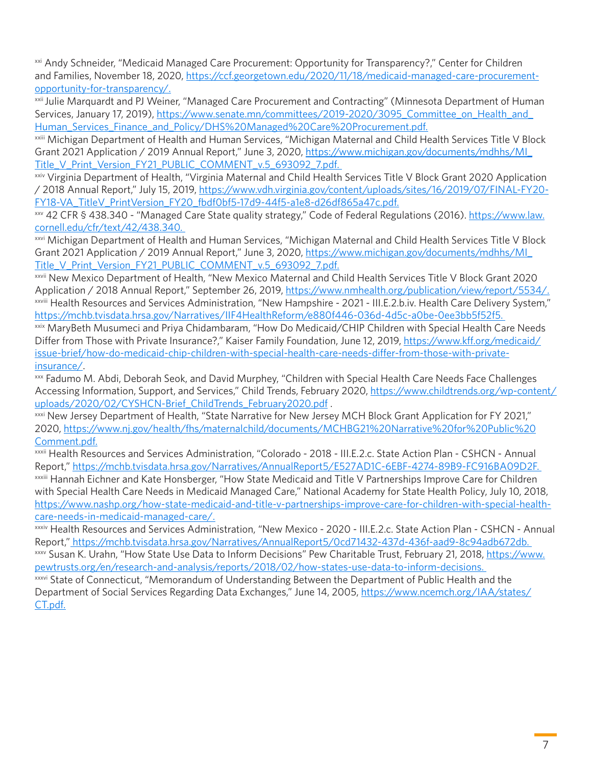[xxi] Andy Schneider, "Medicaid Managed Care Procurement: Opportunity for Transparency?," Center for Children and Families, November 18, 2020, https://ccf.georgetown.edu/2020/11/18/medicaid-managed-care-procurement-opportunity-for-transparency/.

[xxii] Julie Marquardt and PJ Weiner, "Managed Care Procurement and Contracting" (Minnesota Department of Human Services, January 17, 2019), https://www.senate.mn/committees/2019-2020/3095_Committee_on_Health_and_Human_Services_Finance_and_Policy/DHS%20Managed%20Care%20Procurement.pdf.

[xxiii] Michigan Department of Health and Human Services, "Michigan Maternal and Child Health Services Title V Block Grant 2021 Application / 2019 Annual Report," June 3, 2020, https://www.michigan.gov/documents/mdhhs/MI_Title_V_Print_Version_FY21_PUBLIC_COMMENT_v.5_693092_7.pdf.

[xxiv] Virginia Department of Health, "Virginia Maternal and Child Health Services Title V Block Grant 2020 Application / 2018 Annual Report," July 15, 2019, https://www.vdh.virginia.gov/content/uploads/sites/16/2019/07/FINAL-FY20-FY18-VA_TitleV_PrintVersion_FY20_fbdf0bf5-17d9-44f5-a1e8-d26df865a47c.pdf.

[xxv] 42 CFR § 438.340 - "Managed Care State quality strategy," Code of Federal Regulations (2016). https://www.law.cornell.edu/cfr/text/42/438.340.

[xxvi] Michigan Department of Health and Human Services, "Michigan Maternal and Child Health Services Title V Block Grant 2021 Application / 2019 Annual Report," June 3, 2020, https://www.michigan.gov/documents/mdhhs/MI_Title_V_Print_Version_FY21_PUBLIC_COMMENT_v.5_693092_7.pdf.

[xxvii] New Mexico Department of Health, "New Mexico Maternal and Child Health Services Title V Block Grant 2020 Application / 2018 Annual Report," September 26, 2019, https://www.nmhealth.org/publication/view/report/5534/.

[xxviii] Health Resources and Services Administration, "New Hampshire - 2021 - III.E.2.b.iv. Health Care Delivery System," https://mchb.tvisdata.hrsa.gov/Narratives/IIF4HealthReform/e880f446-036d-4d5c-a0be-0ee3bb5f52f5.

[xxix] MaryBeth Musumeci and Priya Chidambaram, "How Do Medicaid/CHIP Children with Special Health Care Needs Differ from Those with Private Insurance?," Kaiser Family Foundation, June 12, 2019, https://www.kff.org/medicaid/issue-brief/how-do-medicaid-chip-children-with-special-health-care-needs-differ-from-those-with-private-insurance/.

[xxx] Fadumo M. Abdi, Deborah Seok, and David Murphey, "Children with Special Health Care Needs Face Challenges Accessing Information, Support, and Services," Child Trends, February 2020, https://www.childtrends.org/wp-content/uploads/2020/02/CYSHCN-Brief_ChildTrends_February2020.pdf .

[xxxi] New Jersey Department of Health, "State Narrative for New Jersey MCH Block Grant Application for FY 2021," 2020, https://www.nj.gov/health/fhs/maternalchild/documents/MCHBG21%20Narrative%20for%20Public%20Comment.pdf.

[xxxii] Health Resources and Services Administration, "Colorado - 2018 - III.E.2.c. State Action Plan - CSHCN - Annual Report," https://mchb.tvisdata.hrsa.gov/Narratives/AnnualReport5/E527AD1C-6EBF-4274-89B9-FC916BA09D2F.

[xxxiii] Hannah Eichner and Kate Honsberger, "How State Medicaid and Title V Partnerships Improve Care for Children with Special Health Care Needs in Medicaid Managed Care," National Academy for State Health Policy, July 10, 2018, https://www.nashp.org/how-state-medicaid-and-title-v-partnerships-improve-care-for-children-with-special-health-care-needs-in-medicaid-managed-care/.

[xxxiv] Health Resources and Services Administration, "New Mexico - 2020 - III.E.2.c. State Action Plan - CSHCN - Annual Report," https://mchb.tvisdata.hrsa.gov/Narratives/AnnualReport5/0cd71432-437d-436f-aad9-8c94adb672db.

[xxxv] Susan K. Urahn, "How State Use Data to Inform Decisions" Pew Charitable Trust, February 21, 2018, https://www.pewtrusts.org/en/research-and-analysis/reports/2018/02/how-states-use-data-to-inform-decisions.

[xxxvi] State of Connecticut, "Memorandum of Understanding Between the Department of Public Health and the Department of Social Services Regarding Data Exchanges," June 14, 2005, https://www.ncemch.org/IAA/states/CT.pdf.